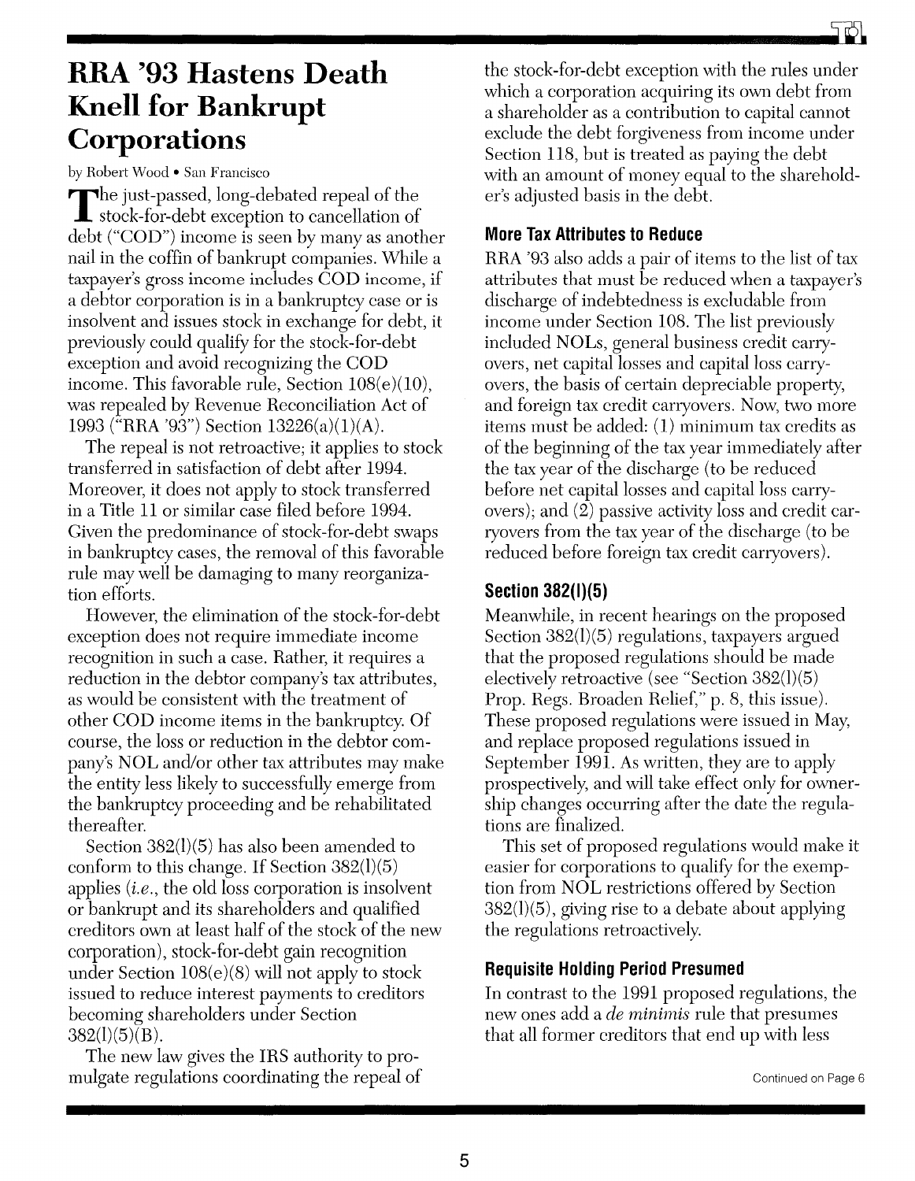# RRA '93 Hastens Death Knell for Bankrupt Corporations

by Robert Wood • San Francisco

The just-passed, long-debated repeal of the stock-for-debt exception to cancellation of debt ("COD") income is seen by many as another nail in the coffin of bankrupt companies. While a taxpayer's gross income includes COD income, if a debtor corporation is in a bankruptcy case or is insolvent and issues stock in exchange for debt, it previously could qualify for the stock-for-debt exception and avoid recognizing the COD income. This favorable rule, Section 108(e)(10), was repealed by Revenue Reconciliation Act of 1993 ("RRA '93") Section 13226(a)(1)(A).

The repeal is not retroactive; it applies to stock transferred in satisfaction of debt after 1994. Moreover, it does not apply to stock transferred in a Title 11 or similar case filed before 1994. Given the predominance of stock-for-debt swaps in bankruptcy cases, the removal of this favorable rule may well be damaging to many reorganization efforts.

However, the elimination of the stock-for-debt exception does not require immediate income recognition in such a case. Rather, it requires a reduction in the debtor company's tax attributes, as would be consistent with the treatment of other COD income items in the bankruptcy. Of course, the loss or reduction in the debtor company's NOL and/or other tax attributes may make the entity less likely to successfully emerge from the bankruptcy proceeding and be rehabilitated thereafter.

Section 382(l)(5) has also been amended to conform to this change. If Section 382(l)(5) applies (*i.e.*, the old loss corporation is insolvent or bankrupt and its shareholders and qualified creditors own at least half of the stock of the new corporation), stock-for-debt gain recognition under Section 108(e)(8) will not apply to stock issued to reduce interest payments to creditors becoming shareholders under Section 382(l)(5)(B).

The new law gives the IRS authority to promulgate regulations coordinating the repeal of the stock-for-debt exception with the rules under which a corporation acquiring its own debt from a shareholder as a contribution to capital cannot exclude the debt forgiveness from income under Section 118, but is treated as paying the debt with an amount of money equal to the shareholder's adjusted basis in the debt.

## More Tax Attributes to Reduce

RRA '93 also adds a pair of items to the list of tax attributes that must be reduced when a taxpayer's discharge of indebtedness is excludable from income under Section 108. The list previously included NOLs, general business credit carryovers, net capital losses and capital loss carryovers, the basis of certain depreciable property, and foreign tax credit carryovers. Now, two more items must be added: (1) minimum tax credits as of the beginning of the tax year immediately after the tax year of the discharge (to be reduced before net capital losses and capital loss carryovers); and (2) passive activity loss and credit carryovers from the tax year of the discharge (to be reduced before foreign tax credit carryovers).

## Section 382(l)(5)

Meanwhile, in recent hearings on the proposed Section 382(l)(5) regulations, taxpayers argued that the proposed regulations should be made electively retroactive (see "Section 382(l)(5) Prop. Regs. Broaden Relief," p. 8, this issue). These proposed regulations were issued in May, and replace proposed regulations issued in September 1991. As written, they are to apply prospectively, and will take effect only for ownership changes occurring after the date the regulations are finalized.

This set of proposed regulations would make it easier for corporations to qualify for the exemption from NOL restrictions offered by Section 382(l)(5), giving rise to a debate about applying the regulations retroactively.

## Requisite Holding Period Presumed

In contrast to the 1991 proposed regulations, the new ones add a *de minimis* rule that presumes that all former creditors that end up with less

Continued on Page 6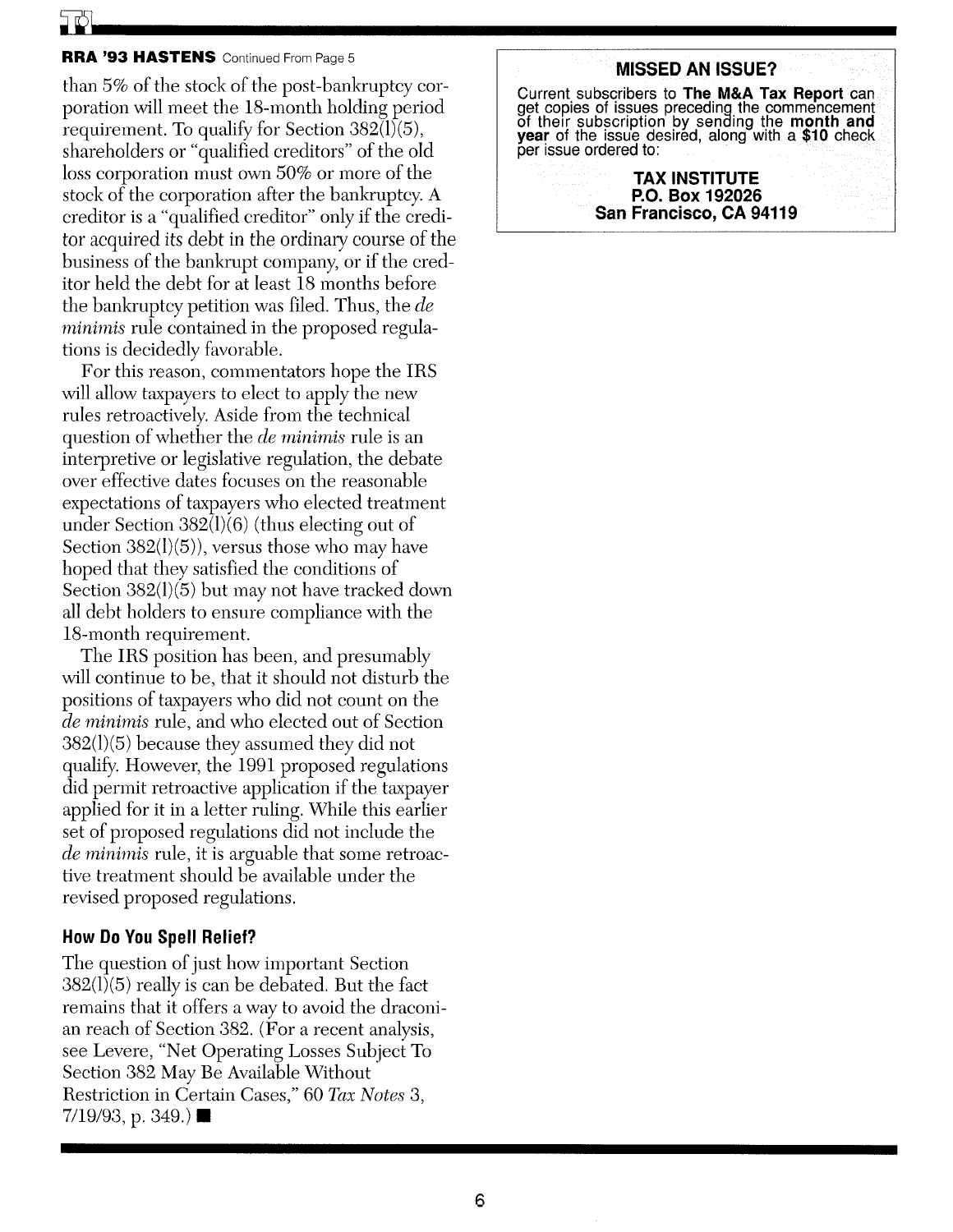**RRA '93 HASTENS** Continued From Page 5

than 5% of the stock of the post-bankruptcy corporation will meet the 18-month holding period requirement. To qualify for Section 382(l)(5), shareholders or "qualified creditors" of the old loss corporation must own 50% or more of the stock of the corporation after the bankruptcy. A creditor is a "qualified creditor" only if the creditor acquired its debt in the ordinary course of the business of the bankrupt company, or if the creditor held the debt for at least 18 months before the bankruptcy petition was filed. Thus, the *de minimis* rule contained in the proposed regulations is decidedly favorable.

For this reason, commentators hope the IRS will allow taxpayers to elect to apply the new rules retroactively. Aside from the technical question of whether the *de minimis* rule is an interpretive or legislative regulation, the debate over effective dates focuses on the reasonable expectations of taxpayers who elected treatment under Section 382(l)(6) (thus electing out of Section 382(l)(5)), versus those who may have hoped that they satisfied the conditions of Section 382(l)(5) but may not have tracked down all debt holders to ensure compliance with the 18-month requirement.

The IRS position has been, and presumably will continue to be, that it should not disturb the positions of taxpayers who did not count on the *de minimis* rule, and who elected out of Section 382(l)(5) because they assumed they did not qualify. However, the 1991 proposed regulations did permit retroactive application if the taxpayer applied for it in a letter ruling. While this earlier set of proposed regulations did not include the *de minimis* rule, it is arguable that some retroactive treatment should be available under the revised proposed regulations.

### How Do You Spell Relief?

The question of just how important Section 382(l)(5) really is can be debated. But the fact remains that it offers a way to avoid the draconian reach of Section 382. (For a recent analysis, see Levere, "Net Operating Losses Subject To Section 382 May Be Available Without Restriction in Certain Cases," 60 *Tax Notes* 3, 7/19/93, p. 349.) ■

---

**MISSED AN ISSUE?**

Current subscribers to **The M&A Tax Report** can get copies of issues preceding the commencement of their subscription by sending the **month and year** of the issue desired, along with a **$10** check per issue ordered to:

**TAX INSTITUTE**
**P.O. Box 192026**
**San Francisco, CA 94119**